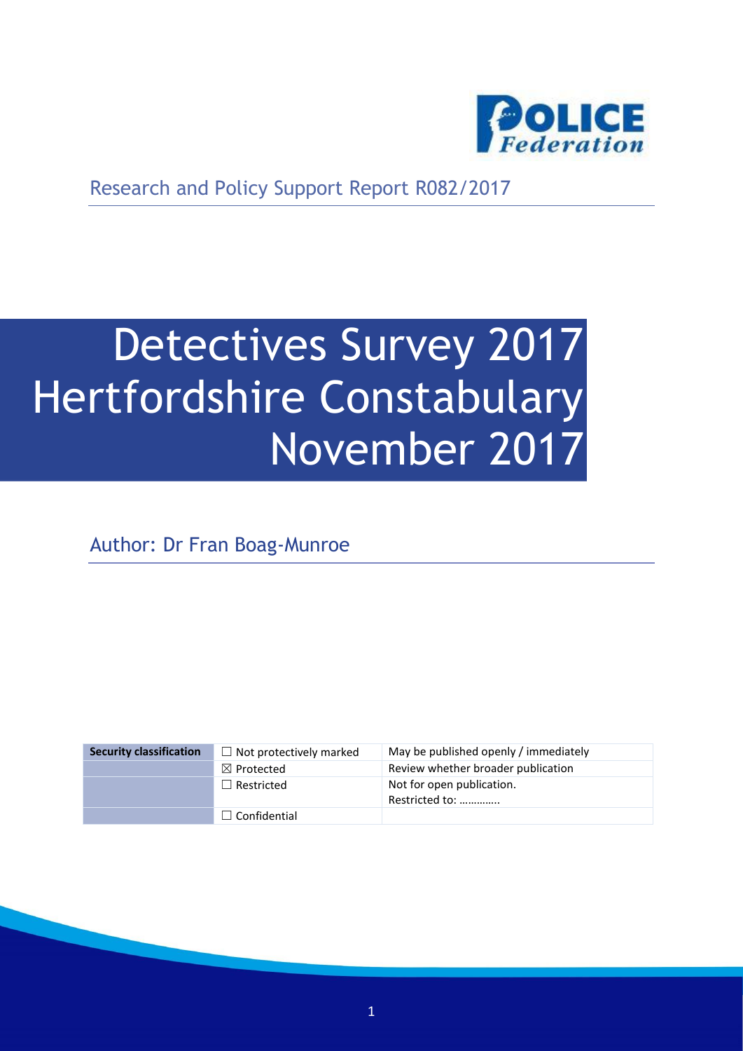Research and Policy Support Report R082/2017

# Detectives Survey 2017 Hertfordshire Constabulary November 2017

Author: Dr Fran Boag-Munroe

| Security classification | | |
|---|---|---|
| | ☐ Not protectively marked | May be published openly / immediately |
| | ☒ Protected | Review whether broader publication |
| | ☐ Restricted | Not for open publication. Restricted to: ………….. |
| | ☐ Confidential | |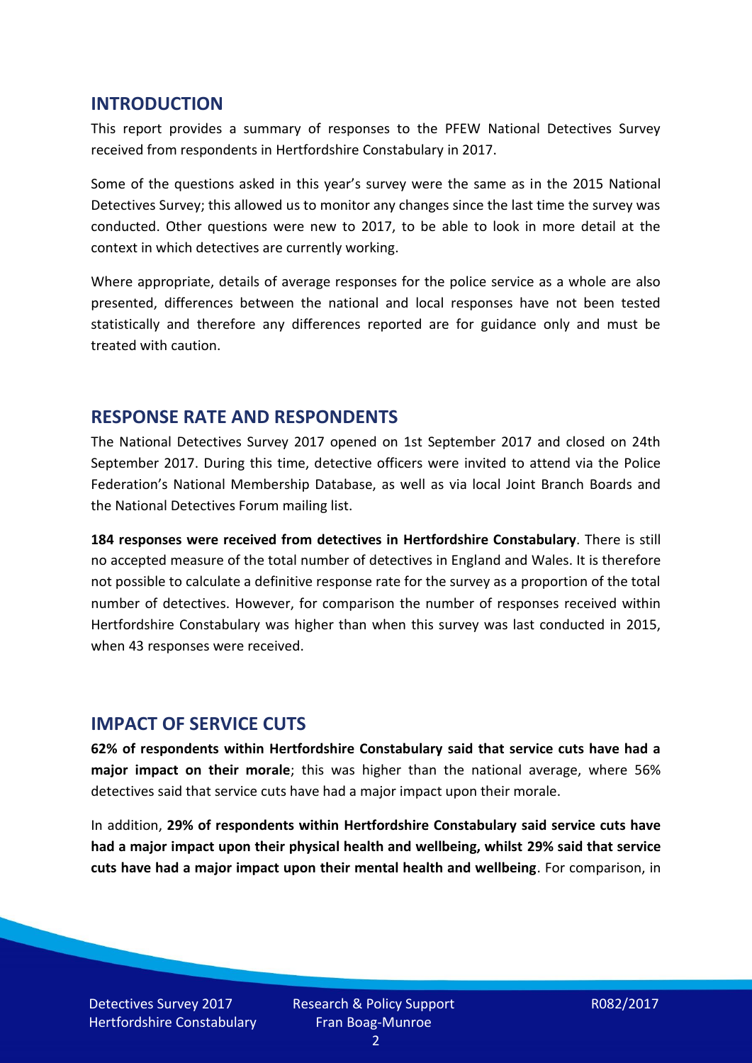## INTRODUCTION

This report provides a summary of responses to the PFEW National Detectives Survey received from respondents in Hertfordshire Constabulary in 2017.

Some of the questions asked in this year's survey were the same as in the 2015 National Detectives Survey; this allowed us to monitor any changes since the last time the survey was conducted. Other questions were new to 2017, to be able to look in more detail at the context in which detectives are currently working.

Where appropriate, details of average responses for the police service as a whole are also presented, differences between the national and local responses have not been tested statistically and therefore any differences reported are for guidance only and must be treated with caution.

## RESPONSE RATE AND RESPONDENTS

The National Detectives Survey 2017 opened on 1st September 2017 and closed on 24th September 2017. During this time, detective officers were invited to attend via the Police Federation's National Membership Database, as well as via local Joint Branch Boards and the National Detectives Forum mailing list.

**184 responses were received from detectives in Hertfordshire Constabulary**. There is still no accepted measure of the total number of detectives in England and Wales. It is therefore not possible to calculate a definitive response rate for the survey as a proportion of the total number of detectives. However, for comparison the number of responses received within Hertfordshire Constabulary was higher than when this survey was last conducted in 2015, when 43 responses were received.

## IMPACT OF SERVICE CUTS

**62% of respondents within Hertfordshire Constabulary said that service cuts have had a major impact on their morale**; this was higher than the national average, where 56% detectives said that service cuts have had a major impact upon their morale.

In addition, **29% of respondents within Hertfordshire Constabulary said service cuts have had a major impact upon their physical health and wellbeing, whilst 29% said that service cuts have had a major impact upon their mental health and wellbeing**. For comparison, in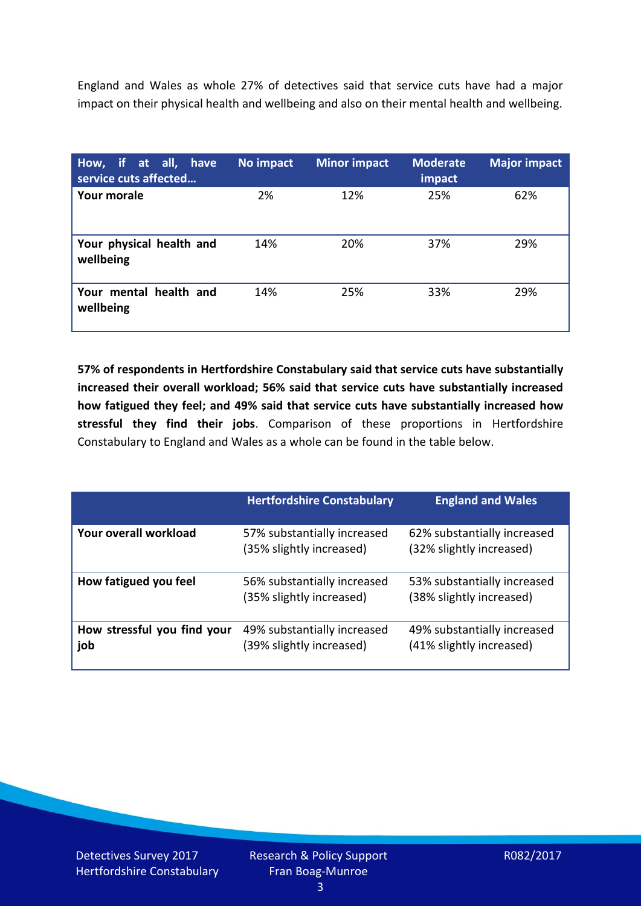England and Wales as whole 27% of detectives said that service cuts have had a major impact on their physical health and wellbeing and also on their mental health and wellbeing.

| How, if at all, have service cuts affected… | No impact | Minor impact | Moderate impact | Major impact |
|---|---|---|---|---|
| **Your morale** | 2% | 12% | 25% | 62% |
| **Your physical health and wellbeing** | 14% | 20% | 37% | 29% |
| **Your mental health and wellbeing** | 14% | 25% | 33% | 29% |

**57% of respondents in Hertfordshire Constabulary said that service cuts have substantially increased their overall workload; 56% said that service cuts have substantially increased how fatigued they feel; and 49% said that service cuts have substantially increased how stressful they find their jobs**. Comparison of these proportions in Hertfordshire Constabulary to England and Wales as a whole can be found in the table below.

| | Hertfordshire Constabulary | England and Wales |
|---|---|---|
| **Your overall workload** | 57% substantially increased (35% slightly increased) | 62% substantially increased (32% slightly increased) |
| **How fatigued you feel** | 56% substantially increased (35% slightly increased) | 53% substantially increased (38% slightly increased) |
| **How stressful you find your job** | 49% substantially increased (39% slightly increased) | 49% substantially increased (41% slightly increased) |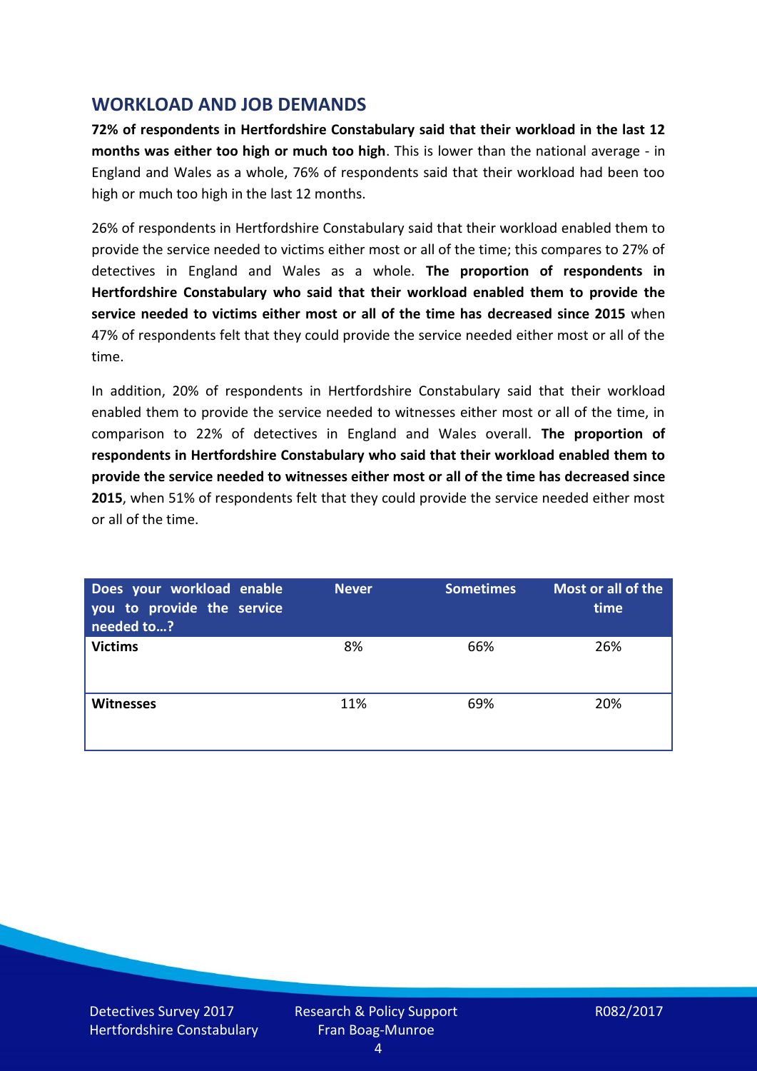## WORKLOAD AND JOB DEMANDS

**72% of respondents in Hertfordshire Constabulary said that their workload in the last 12 months was either too high or much too high**. This is lower than the national average - in England and Wales as a whole, 76% of respondents said that their workload had been too high or much too high in the last 12 months.

26% of respondents in Hertfordshire Constabulary said that their workload enabled them to provide the service needed to victims either most or all of the time; this compares to 27% of detectives in England and Wales as a whole. **The proportion of respondents in Hertfordshire Constabulary who said that their workload enabled them to provide the service needed to victims either most or all of the time has decreased since 2015** when 47% of respondents felt that they could provide the service needed either most or all of the time.

In addition, 20% of respondents in Hertfordshire Constabulary said that their workload enabled them to provide the service needed to witnesses either most or all of the time, in comparison to 22% of detectives in England and Wales overall. **The proportion of respondents in Hertfordshire Constabulary who said that their workload enabled them to provide the service needed to witnesses either most or all of the time has decreased since 2015**, when 51% of respondents felt that they could provide the service needed either most or all of the time.

| Does your workload enable you to provide the service needed to…? | Never | Sometimes | Most or all of the time |
|---|---|---|---|
| **Victims** | 8% | 66% | 26% |
| **Witnesses** | 11% | 69% | 20% |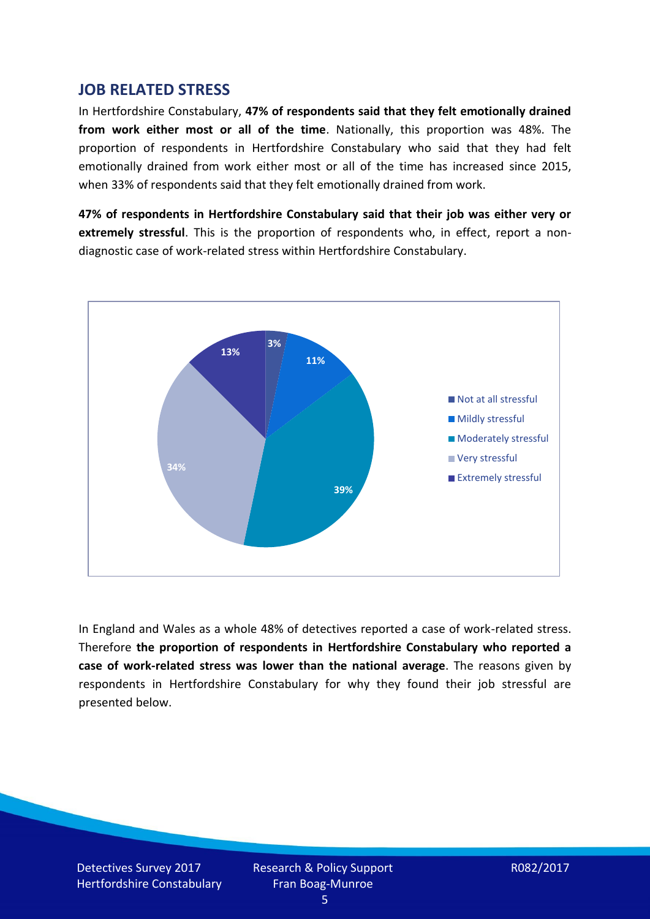## JOB RELATED STRESS

In Hertfordshire Constabulary, **47% of respondents said that they felt emotionally drained from work either most or all of the time**. Nationally, this proportion was 48%. The proportion of respondents in Hertfordshire Constabulary who said that they had felt emotionally drained from work either most or all of the time has increased since 2015, when 33% of respondents said that they felt emotionally drained from work.

**47% of respondents in Hertfordshire Constabulary said that their job was either very or extremely stressful**. This is the proportion of respondents who, in effect, report a non-diagnostic case of work-related stress within Hertfordshire Constabulary.

| Response | Percentage |
|---|---|
| Not at all stressful | 3% |
| Mildly stressful | 11% |
| Moderately stressful | 39% |
| Very stressful | 34% |
| Extremely stressful | 13% |

In England and Wales as a whole 48% of detectives reported a case of work-related stress. Therefore **the proportion of respondents in Hertfordshire Constabulary who reported a case of work-related stress was lower than the national average**. The reasons given by respondents in Hertfordshire Constabulary for why they found their job stressful are presented below.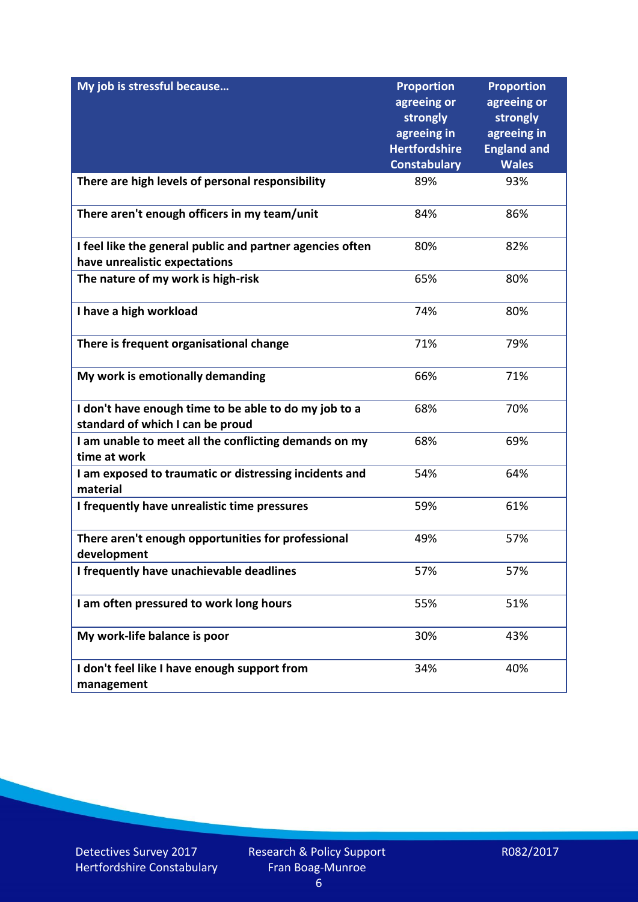| My job is stressful because… | Proportion agreeing or strongly agreeing in Hertfordshire Constabulary | Proportion agreeing or strongly agreeing in England and Wales |
|---|---|---|
| There are high levels of personal responsibility | 89% | 93% |
| There aren't enough officers in my team/unit | 84% | 86% |
| I feel like the general public and partner agencies often have unrealistic expectations | 80% | 82% |
| The nature of my work is high-risk | 65% | 80% |
| I have a high workload | 74% | 80% |
| There is frequent organisational change | 71% | 79% |
| My work is emotionally demanding | 66% | 71% |
| I don't have enough time to be able to do my job to a standard of which I can be proud | 68% | 70% |
| I am unable to meet all the conflicting demands on my time at work | 68% | 69% |
| I am exposed to traumatic or distressing incidents and material | 54% | 64% |
| I frequently have unrealistic time pressures | 59% | 61% |
| There aren't enough opportunities for professional development | 49% | 57% |
| I frequently have unachievable deadlines | 57% | 57% |
| I am often pressured to work long hours | 55% | 51% |
| My work-life balance is poor | 30% | 43% |
| I don't feel like I have enough support from management | 34% | 40% |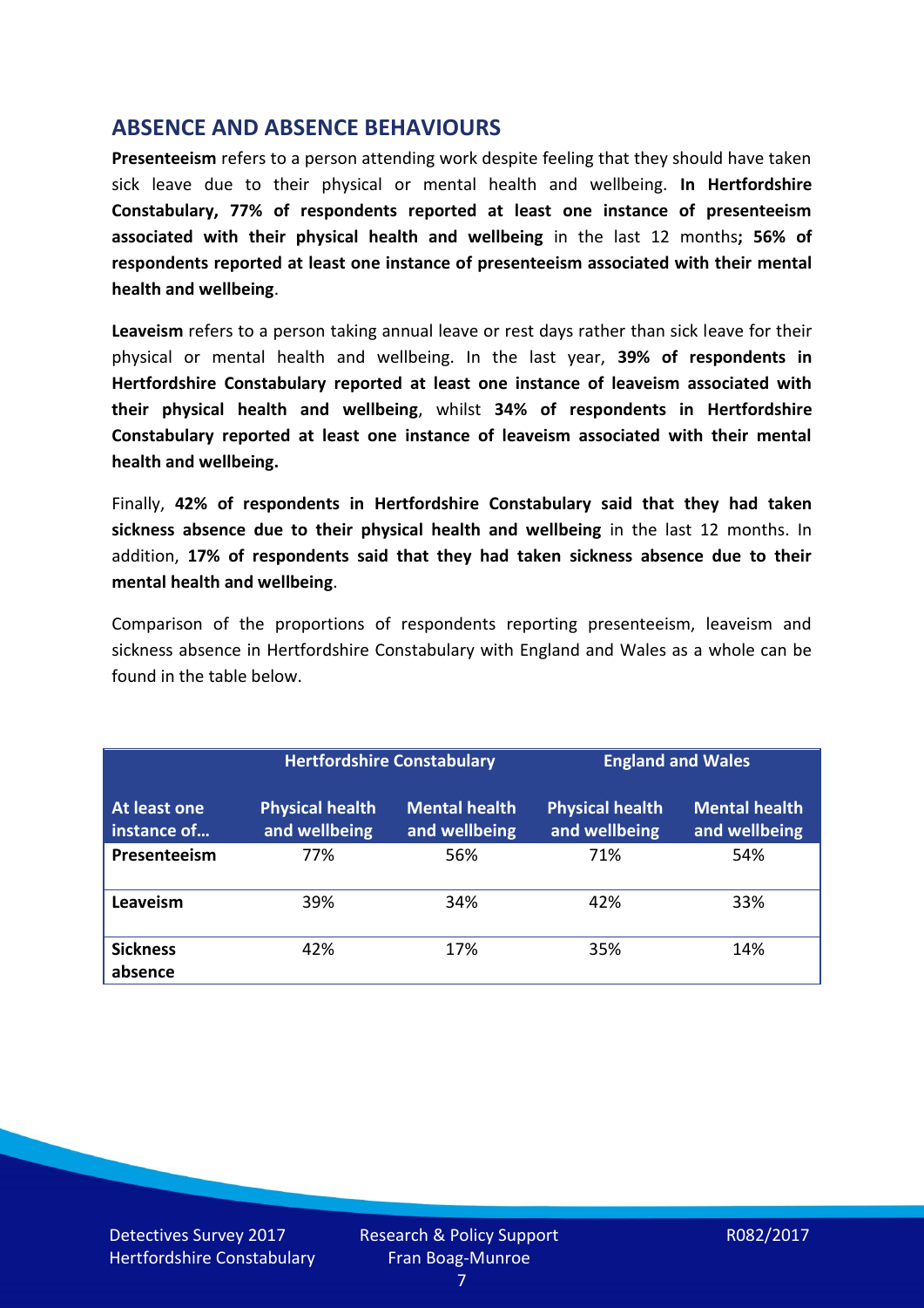## ABSENCE AND ABSENCE BEHAVIOURS

**Presenteeism** refers to a person attending work despite feeling that they should have taken sick leave due to their physical or mental health and wellbeing. **In Hertfordshire Constabulary, 77% of respondents reported at least one instance of presenteeism associated with their physical health and wellbeing** in the last 12 months**; 56% of respondents reported at least one instance of presenteeism associated with their mental health and wellbeing**.

**Leaveism** refers to a person taking annual leave or rest days rather than sick leave for their physical or mental health and wellbeing. In the last year, **39% of respondents in Hertfordshire Constabulary reported at least one instance of leaveism associated with their physical health and wellbeing**, whilst **34% of respondents in Hertfordshire Constabulary reported at least one instance of leaveism associated with their mental health and wellbeing.**

Finally, **42% of respondents in Hertfordshire Constabulary said that they had taken sickness absence due to their physical health and wellbeing** in the last 12 months. In addition, **17% of respondents said that they had taken sickness absence due to their mental health and wellbeing**.

Comparison of the proportions of respondents reporting presenteeism, leaveism and sickness absence in Hertfordshire Constabulary with England and Wales as a whole can be found in the table below.

| | Hertfordshire Constabulary | | England and Wales | |
|---|---|---|---|---|
| **At least one instance of…** | **Physical health and wellbeing** | **Mental health and wellbeing** | **Physical health and wellbeing** | **Mental health and wellbeing** |
| **Presenteeism** | 77% | 56% | 71% | 54% |
| **Leaveism** | 39% | 34% | 42% | 33% |
| **Sickness absence** | 42% | 17% | 35% | 14% |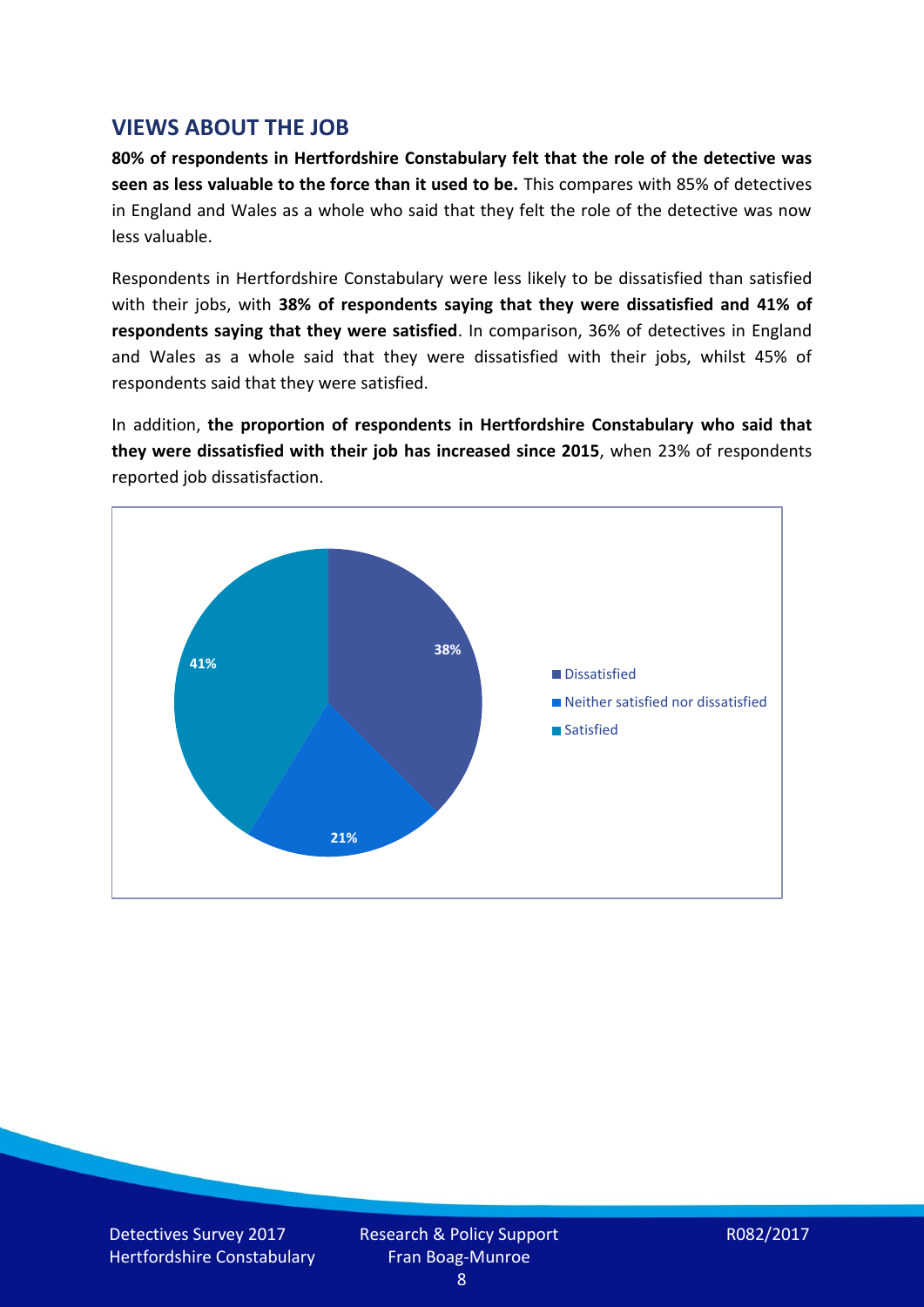## VIEWS ABOUT THE JOB

**80% of respondents in Hertfordshire Constabulary felt that the role of the detective was seen as less valuable to the force than it used to be.** This compares with 85% of detectives in England and Wales as a whole who said that they felt the role of the detective was now less valuable.

Respondents in Hertfordshire Constabulary were less likely to be dissatisfied than satisfied with their jobs, with **38% of respondents saying that they were dissatisfied and 41% of respondents saying that they were satisfied**. In comparison, 36% of detectives in England and Wales as a whole said that they were dissatisfied with their jobs, whilst 45% of respondents said that they were satisfied.

In addition, **the proportion of respondents in Hertfordshire Constabulary who said that they were dissatisfied with their job has increased since 2015**, when 23% of respondents reported job dissatisfaction.

| Response | Percentage |
|---|---|
| Dissatisfied | 38% |
| Neither satisfied nor dissatisfied | 21% |
| Satisfied | 41% |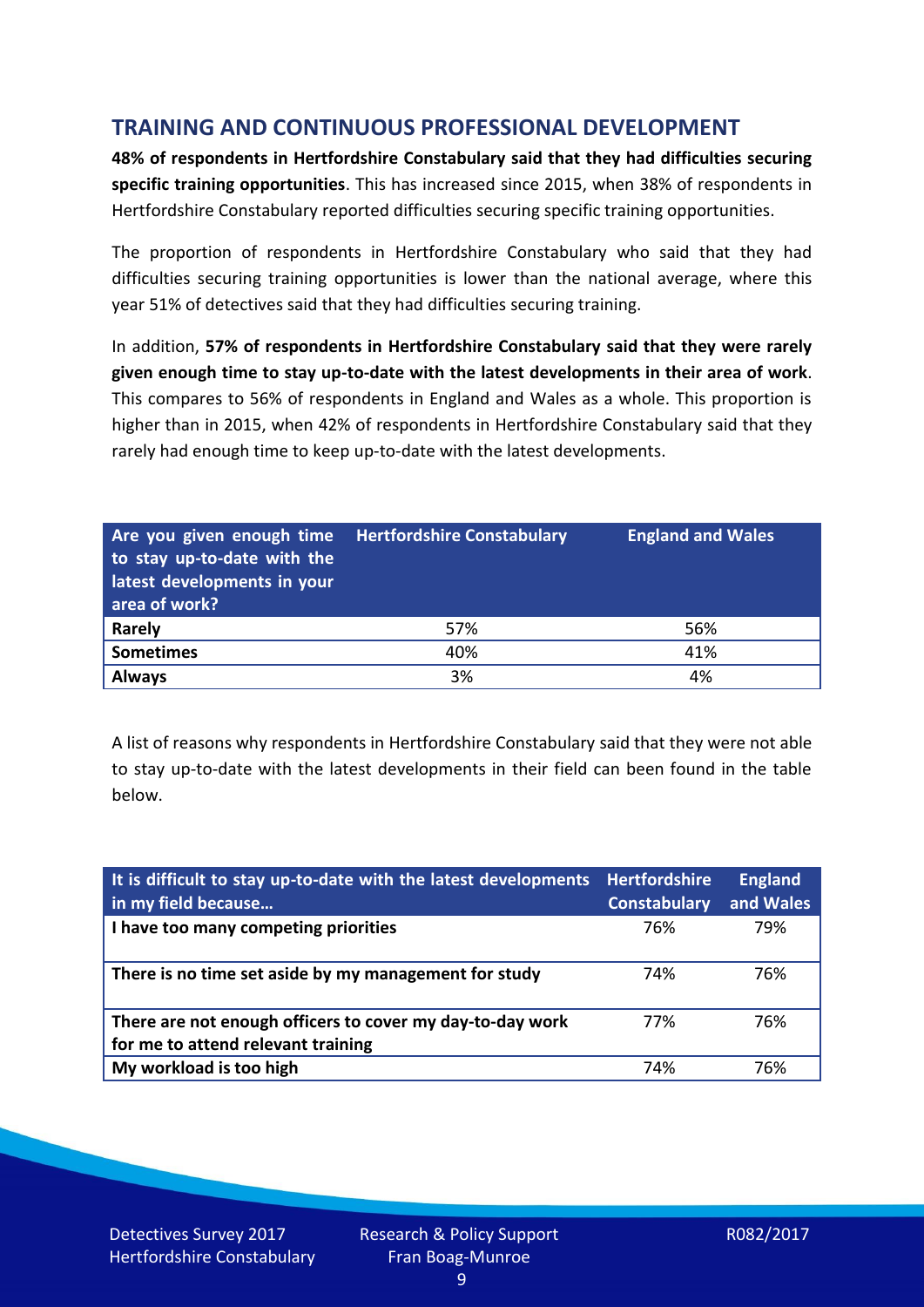## TRAINING AND CONTINUOUS PROFESSIONAL DEVELOPMENT

**48% of respondents in Hertfordshire Constabulary said that they had difficulties securing specific training opportunities**. This has increased since 2015, when 38% of respondents in Hertfordshire Constabulary reported difficulties securing specific training opportunities.

The proportion of respondents in Hertfordshire Constabulary who said that they had difficulties securing training opportunities is lower than the national average, where this year 51% of detectives said that they had difficulties securing training.

In addition, **57% of respondents in Hertfordshire Constabulary said that they were rarely given enough time to stay up-to-date with the latest developments in their area of work**. This compares to 56% of respondents in England and Wales as a whole. This proportion is higher than in 2015, when 42% of respondents in Hertfordshire Constabulary said that they rarely had enough time to keep up-to-date with the latest developments.

| Are you given enough time to stay up-to-date with the latest developments in your area of work? | Hertfordshire Constabulary | England and Wales |
|---|---|---|
| **Rarely** | 57% | 56% |
| **Sometimes** | 40% | 41% |
| **Always** | 3% | 4% |

A list of reasons why respondents in Hertfordshire Constabulary said that they were not able to stay up-to-date with the latest developments in their field can been found in the table below.

| It is difficult to stay up-to-date with the latest developments in my field because… | Hertfordshire Constabulary | England and Wales |
|---|---|---|
| **I have too many competing priorities** | 76% | 79% |
| **There is no time set aside by my management for study** | 74% | 76% |
| **There are not enough officers to cover my day-to-day work for me to attend relevant training** | 77% | 76% |
| **My workload is too high** | 74% | 76% |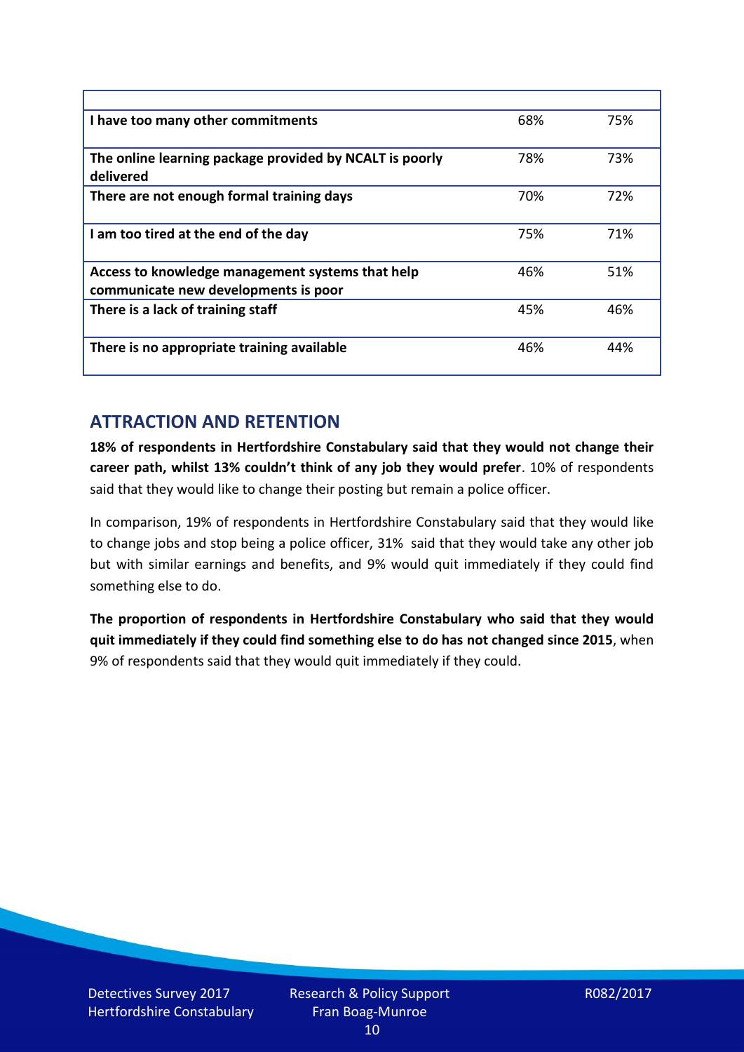| | | |
|---|---|---|
| I have too many other commitments | 68% | 75% |
| The online learning package provided by NCALT is poorly delivered | 78% | 73% |
| There are not enough formal training days | 70% | 72% |
| I am too tired at the end of the day | 75% | 71% |
| Access to knowledge management systems that help communicate new developments is poor | 46% | 51% |
| There is a lack of training staff | 45% | 46% |
| There is no appropriate training available | 46% | 44% |

## ATTRACTION AND RETENTION

**18% of respondents in Hertfordshire Constabulary said that they would not change their career path, whilst 13% couldn't think of any job they would prefer**. 10% of respondents said that they would like to change their posting but remain a police officer.

In comparison, 19% of respondents in Hertfordshire Constabulary said that they would like to change jobs and stop being a police officer, 31% said that they would take any other job but with similar earnings and benefits, and 9% would quit immediately if they could find something else to do.

**The proportion of respondents in Hertfordshire Constabulary who said that they would quit immediately if they could find something else to do has not changed since 2015**, when 9% of respondents said that they would quit immediately if they could.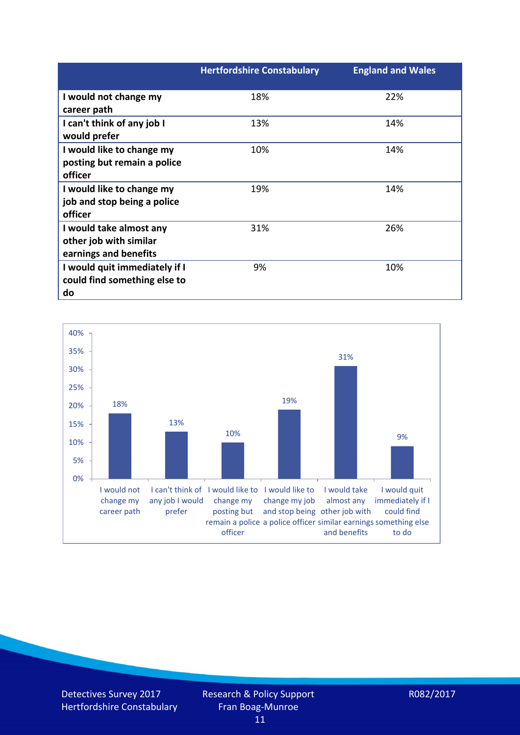| | Hertfordshire Constabulary | England and Wales |
|---|---|---|
| I would not change my career path | 18% | 22% |
| I can't think of any job I would prefer | 13% | 14% |
| I would like to change my posting but remain a police officer | 10% | 14% |
| I would like to change my job and stop being a police officer | 19% | 14% |
| I would take almost any other job with similar earnings and benefits | 31% | 26% |
| I would quit immediately if I could find something else to do | 9% | 10% |

| Response | Percentage |
|---|---|
| I would not change my career path | 18% |
| I can't think of any job I would prefer | 13% |
| I would like to change my posting but remain a police officer | 10% |
| I would like to change my job and stop being a police officer | 19% |
| I would take almost any other job with similar earnings and benefits | 31% |
| I would quit immediately if I could find something else to do | 9% |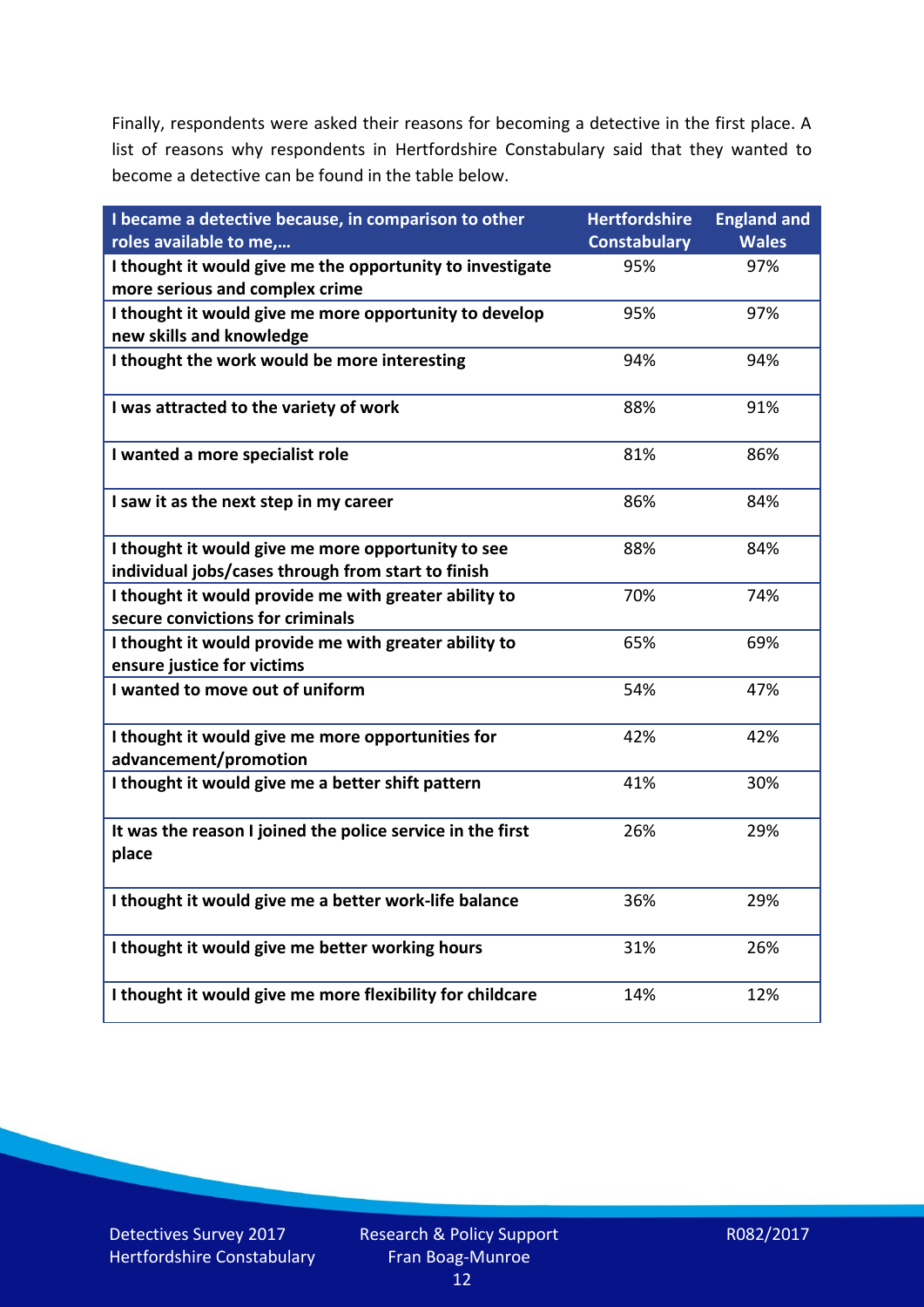Finally, respondents were asked their reasons for becoming a detective in the first place. A list of reasons why respondents in Hertfordshire Constabulary said that they wanted to become a detective can be found in the table below.

| I became a detective because, in comparison to other roles available to me,… | Hertfordshire Constabulary | England and Wales |
|---|---|---|
| I thought it would give me the opportunity to investigate more serious and complex crime | 95% | 97% |
| I thought it would give me more opportunity to develop new skills and knowledge | 95% | 97% |
| I thought the work would be more interesting | 94% | 94% |
| I was attracted to the variety of work | 88% | 91% |
| I wanted a more specialist role | 81% | 86% |
| I saw it as the next step in my career | 86% | 84% |
| I thought it would give me more opportunity to see individual jobs/cases through from start to finish | 88% | 84% |
| I thought it would provide me with greater ability to secure convictions for criminals | 70% | 74% |
| I thought it would provide me with greater ability to ensure justice for victims | 65% | 69% |
| I wanted to move out of uniform | 54% | 47% |
| I thought it would give me more opportunities for advancement/promotion | 42% | 42% |
| I thought it would give me a better shift pattern | 41% | 30% |
| It was the reason I joined the police service in the first place | 26% | 29% |
| I thought it would give me a better work-life balance | 36% | 29% |
| I thought it would give me better working hours | 31% | 26% |
| I thought it would give me more flexibility for childcare | 14% | 12% |